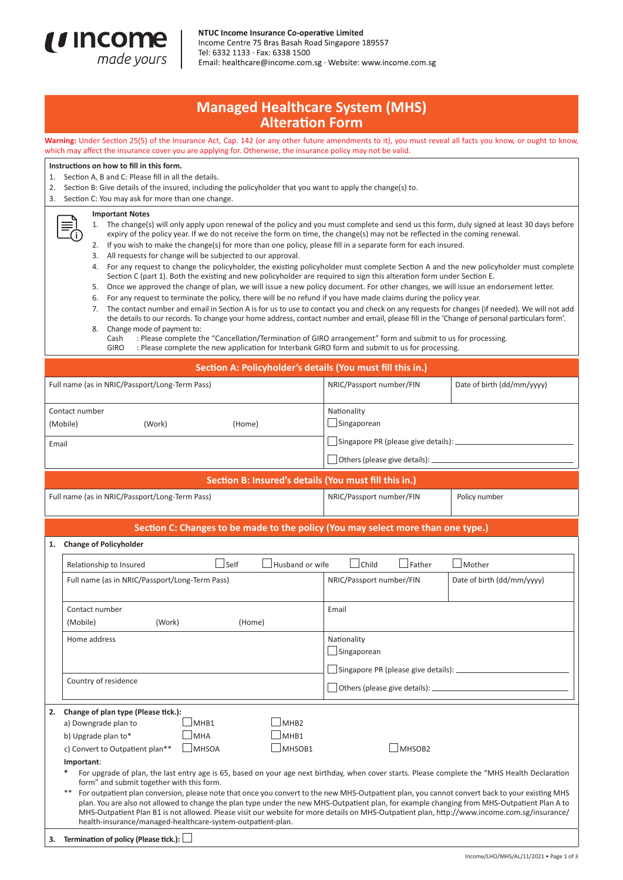**NTUC Income Insurance Co-operative Limited**
Income Centre 75 Bras Basah Road Singapore 189557
Tel: 6332 1133 · Fax: 6338 1500
Email: healthcare@income.com.sg · Website: www.income.com.sg

# Managed Healthcare System (MHS) Alteration Form

**Warning:** Under Section 25(5) of the Insurance Act, Cap. 142 (or any other future amendments to it), you must reveal all facts you know, or ought to know, which may affect the insurance cover you are applying for. Otherwise, the insurance policy may not be valid.

**Instructions on how to fill in this form.**

1. Section A, B and C: Please fill in all the details.
2. Section B: Give details of the insured, including the policyholder that you want to apply the change(s) to.
3. Section C: You may ask for more than one change.

**Important Notes**

1. The change(s) will only apply upon renewal of the policy and you must complete and send us this form, duly signed at least 30 days before expiry of the policy year. If we do not receive the form on time, the change(s) may not be reflected in the coming renewal.
2. If you wish to make the change(s) for more than one policy, please fill in a separate form for each insured.
3. All requests for change will be subjected to our approval.
4. For any request to change the policyholder, the existing policyholder must complete Section A and the new policyholder must complete Section C (part 1). Both the existing and new policyholder are required to sign this alteration form under Section E.
5. Once we approved the change of plan, we will issue a new policy document. For other changes, we will issue an endorsement letter.
6. For any request to terminate the policy, there will be no refund if you have made claims during the policy year.
7. The contact number and email in Section A is for us to use to contact you and check on any requests for changes (if needed). We will not add the details to our records. To change your home address, contact number and email, please fill in the 'Change of personal particulars form'.
8. Change mode of payment to:
   Cash : Please complete the "Cancellation/Termination of GIRO arrangement" form and submit to us for processing.
   GIRO : Please complete the new application for Interbank GIRO form and submit to us for processing.

## Section A: Policyholder's details (You must fill this in.)

| Full name (as in NRIC/Passport/Long-Term Pass) | NRIC/Passport number/FIN | Date of birth (dd/mm/yyyy) |
|---|---|---|
| | | |

| Contact number (Mobile) (Work) (Home) | Nationality ☐ Singaporean ☐ Singapore PR (please give details): ____ |
|---|---|
| Email | ☐ Others (please give details): ____ |

## Section B: Insured's details (You must fill this in.)

| Full name (as in NRIC/Passport/Long-Term Pass) | NRIC/Passport number/FIN | Policy number |
|---|---|---|
| | | |

## Section C: Changes to be made to the policy (You may select more than one type.)

**1. Change of Policyholder**

Relationship to Insured ☐ Self ☐ Husband or wife ☐ Child ☐ Father ☐ Mother

| Full name (as in NRIC/Passport/Long-Term Pass) | NRIC/Passport number/FIN | Date of birth (dd/mm/yyyy) |
|---|---|---|
| | | |

| Contact number (Mobile) (Work) (Home) | Email |
|---|---|
| Home address | Nationality ☐ Singaporean ☐ Singapore PR (please give details): ____ |
| Country of residence | ☐ Others (please give details): ____ |

**2. Change of plan type (Please tick.):**

a) Downgrade plan to ☐ MHB1 ☐ MHB2
b) Upgrade plan to* ☐ MHA ☐ MHB1
c) Convert to Outpatient plan** ☐ MHSOA ☐ MHSOB1 ☐ MHSOB2

**Important**:

\* For upgrade of plan, the last entry age is 65, based on your age next birthday, when cover starts. Please complete the "MHS Health Declaration form" and submit together with this form.

\*\* For outpatient plan conversion, please note that once you convert to the new MHS-Outpatient plan, you cannot convert back to your existing MHS plan. You are also not allowed to change the plan type under the new MHS-Outpatient plan, for example changing from MHS-Outpatient Plan A to MHS-Outpatient Plan B1 is not allowed. Please visit our website for more details on MHS-Outpatient plan, http://www.income.com.sg/insurance/health-insurance/managed-healthcare-system-outpatient-plan.

**3. Termination of policy (Please tick.):** ☐

Income/LHO/MHS/AL/11/2021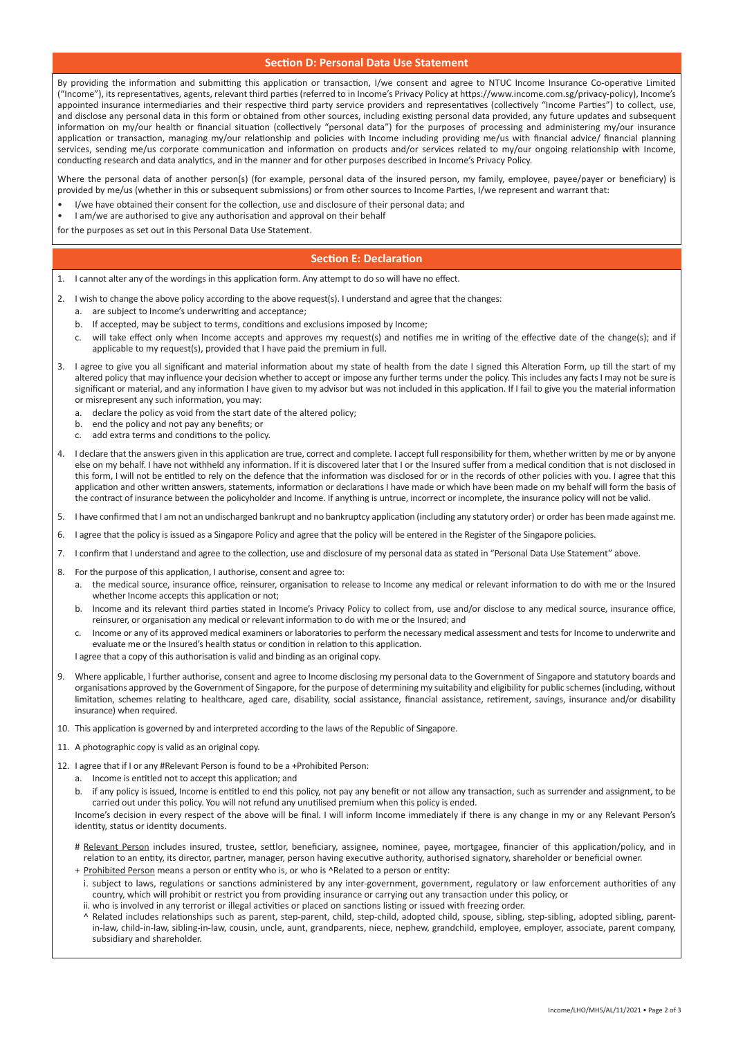## Section D: Personal Data Use Statement

By providing the information and submitting this application or transaction, I/we consent and agree to NTUC Income Insurance Co-operative Limited ("Income"), its representatives, agents, relevant third parties (referred to in Income's Privacy Policy at https://www.income.com.sg/privacy-policy), Income's appointed insurance intermediaries and their respective third party service providers and representatives (collectively "Income Parties") to collect, use, and disclose any personal data in this form or obtained from other sources, including existing personal data provided, any future updates and subsequent information on my/our health or financial situation (collectively "personal data") for the purposes of processing and administering my/our insurance application or transaction, managing my/our relationship and policies with Income including providing me/us with financial advice/ financial planning services, sending me/us corporate communication and information on products and/or services related to my/our ongoing relationship with Income, conducting research and data analytics, and in the manner and for other purposes described in Income's Privacy Policy.

Where the personal data of another person(s) (for example, personal data of the insured person, my family, employee, payee/payer or beneficiary) is provided by me/us (whether in this or subsequent submissions) or from other sources to Income Parties, I/we represent and warrant that:

- I/we have obtained their consent for the collection, use and disclosure of their personal data; and
- I am/we are authorised to give any authorisation and approval on their behalf

for the purposes as set out in this Personal Data Use Statement.

## Section E: Declaration

1. I cannot alter any of the wordings in this application form. Any attempt to do so will have no effect.
2. I wish to change the above policy according to the above request(s). I understand and agree that the changes:
   a. are subject to Income's underwriting and acceptance;
   b. If accepted, may be subject to terms, conditions and exclusions imposed by Income;
   c. will take effect only when Income accepts and approves my request(s) and notifies me in writing of the effective date of the change(s); and if applicable to my request(s), provided that I have paid the premium in full.
3. I agree to give you all significant and material information about my state of health from the date I signed this Alteration Form, up till the start of my altered policy that may influence your decision whether to accept or impose any further terms under the policy. This includes any facts I may not be sure is significant or material, and any information I have given to my advisor but was not included in this application. If I fail to give you the material information or misrepresent any such information, you may:
   a. declare the policy as void from the start date of the altered policy;
   b. end the policy and not pay any benefits; or
   c. add extra terms and conditions to the policy.
4. I declare that the answers given in this application are true, correct and complete. I accept full responsibility for them, whether written by me or by anyone else on my behalf. I have not withheld any information. If it is discovered later that I or the Insured suffer from a medical condition that is not disclosed in this form, I will not be entitled to rely on the defence that the information was disclosed for or in the records of other policies with you. I agree that this application and other written answers, statements, information or declarations I have made or which have been made on my behalf will form the basis of the contract of insurance between the policyholder and Income. If anything is untrue, incorrect or incomplete, the insurance policy will not be valid.
5. I have confirmed that I am not an undischarged bankrupt and no bankruptcy application (including any statutory order) or order has been made against me.
6. I agree that the policy is issued as a Singapore Policy and agree that the policy will be entered in the Register of the Singapore policies.
7. I confirm that I understand and agree to the collection, use and disclosure of my personal data as stated in "Personal Data Use Statement" above.
8. For the purpose of this application, I authorise, consent and agree to:
   a. the medical source, insurance office, reinsurer, organisation to release to Income any medical or relevant information to do with me or the Insured whether Income accepts this application or not;
   b. Income and its relevant third parties stated in Income's Privacy Policy to collect from, use and/or disclose to any medical source, insurance office, reinsurer, or organisation any medical or relevant information to do with me or the Insured; and
   c. Income or any of its approved medical examiners or laboratories to perform the necessary medical assessment and tests for Income to underwrite and evaluate me or the Insured's health status or condition in relation to this application.

   I agree that a copy of this authorisation is valid and binding as an original copy.
9. Where applicable, I further authorise, consent and agree to Income disclosing my personal data to the Government of Singapore and statutory boards and organisations approved by the Government of Singapore, for the purpose of determining my suitability and eligibility for public schemes (including, without limitation, schemes relating to healthcare, aged care, disability, social assistance, financial assistance, retirement, savings, insurance and/or disability insurance) when required.
10. This application is governed by and interpreted according to the laws of the Republic of Singapore.
11. A photographic copy is valid as an original copy.
12. I agree that if I or any #Relevant Person is found to be a +Prohibited Person:
    a. Income is entitled not to accept this application; and
    b. if any policy is issued, Income is entitled to end this policy, not pay any benefit or not allow any transaction, such as surrender and assignment, to be carried out under this policy. You will not refund any unutilised premium when this policy is ended.

    Income's decision in every respect of the above will be final. I will inform Income immediately if there is any change in my or any Relevant Person's identity, status or identity documents.

    # Relevant Person includes insured, trustee, settlor, beneficiary, assignee, nominee, payee, mortgagee, financier of this application/policy, and in relation to an entity, its director, partner, manager, person having executive authority, authorised signatory, shareholder or beneficial owner.

    + Prohibited Person means a person or entity who is, or who is ^Related to a person or entity:

    i. subject to laws, regulations or sanctions administered by any inter-government, government, regulatory or law enforcement authorities of any country, which will prohibit or restrict you from providing insurance or carrying out any transaction under this policy, or

    ii. who is involved in any terrorist or illegal activities or placed on sanctions listing or issued with freezing order.

    ^ Related includes relationships such as parent, step-parent, child, step-child, adopted child, spouse, sibling, step-sibling, adopted sibling, parent-in-law, child-in-law, sibling-in-law, cousin, uncle, aunt, grandparents, niece, nephew, grandchild, employee, employer, associate, parent company, subsidiary and shareholder.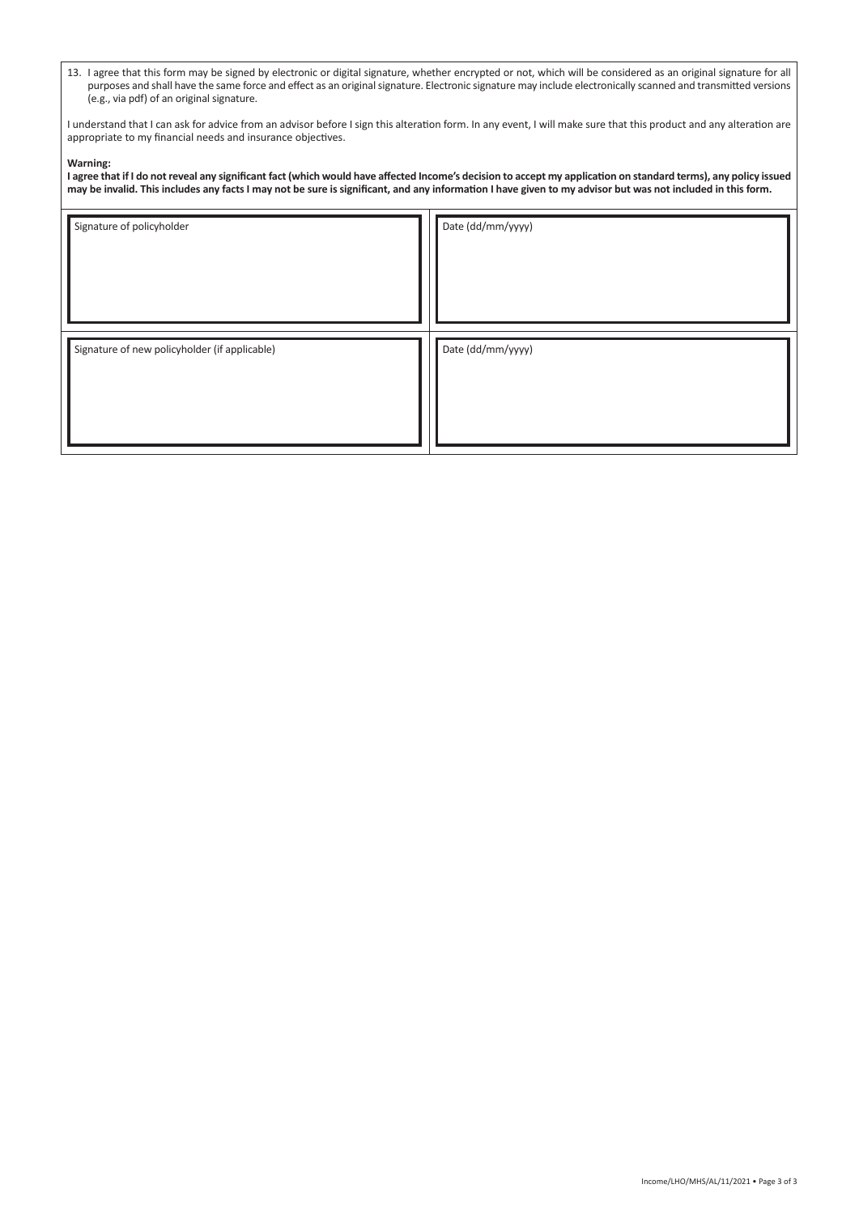13. I agree that this form may be signed by electronic or digital signature, whether encrypted or not, which will be considered as an original signature for all purposes and shall have the same force and effect as an original signature. Electronic signature may include electronically scanned and transmitted versions (e.g., via pdf) of an original signature.

I understand that I can ask for advice from an advisor before I sign this alteration form. In any event, I will make sure that this product and any alteration are appropriate to my financial needs and insurance objectives.

**Warning:**

**I agree that if I do not reveal any significant fact (which would have affected Income's decision to accept my application on standard terms), any policy issued may be invalid. This includes any facts I may not be sure is significant, and any information I have given to my advisor but was not included in this form.**

| | |
|---|---|
| Signature of policyholder | Date (dd/mm/yyyy) |
| Signature of new policyholder (if applicable) | Date (dd/mm/yyyy) |

Income/LHO/MHS/AL/11/2021